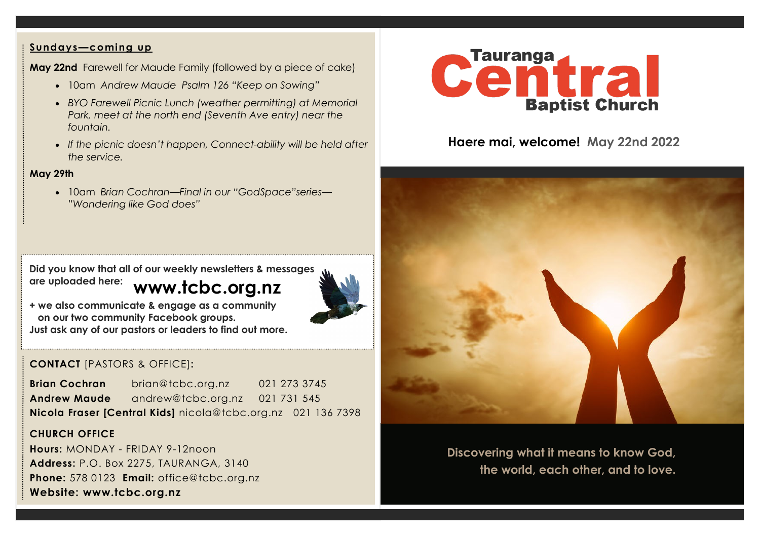# Tauranga Central Baptist Church

**Haere mai, welcome!** **May 22nd 2022**

Discovering what it means to know God, the world, each other, and to love.

## Sundays—coming up

**May 22nd** Farewell for Maude Family (followed by a piece of cake)

- 10am *Andrew Maude Psalm 126 "Keep on Sowing"*
- *BYO Farewell Picnic Lunch (weather permitting) at Memorial Park, meet at the north end (Seventh Ave entry) near the fountain.*
- *If the picnic doesn't happen, Connect-ability will be held after the service.*

**May 29th**

- 10am *Brian Cochran—Final in our "GodSpace"series—"Wondering like God does"*

**Did you know that all of our weekly newsletters & messages are uploaded here:** **www.tcbc.org.nz**

**+ we also communicate & engage as a community on our two community Facebook groups.**
**Just ask any of our pastors or leaders to find out more.**

**CONTACT** [PASTORS & OFFICE]:

**Brian Cochran** brian@tcbc.org.nz 021 273 3745
**Andrew Maude** andrew@tcbc.org.nz 021 731 545
**Nicola Fraser [Central Kids]** nicola@tcbc.org.nz 021 136 7398

**CHURCH OFFICE**

**Hours:** MONDAY - FRIDAY 9-12noon
**Address:** P.O. Box 2275, TAURANGA, 3140
**Phone:** 578 0123 **Email:** office@tcbc.org.nz
**Website: www.tcbc.org.nz**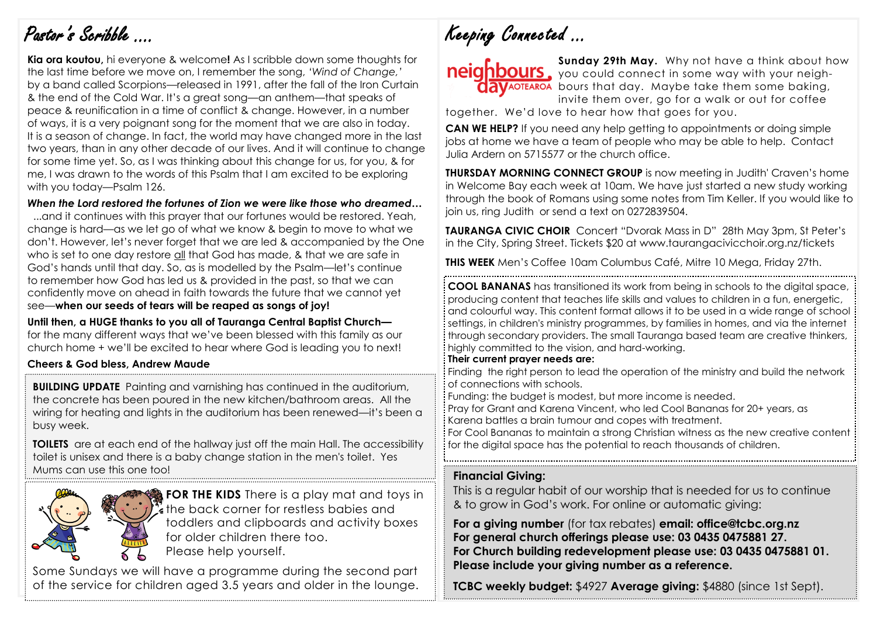# Pastor's Scribble ....

**Kia ora koutou,** hi everyone & welcome**!** As I scribble down some thoughts for the last time before we move on, I remember the song, *'Wind of Change,'* by a band called Scorpions—released in 1991, after the fall of the Iron Curtain & the end of the Cold War. It's a great song—an anthem—that speaks of peace & reunification in a time of conflict & change. However, in a number of ways, it is a very poignant song for the moment that we are also in today. It is a season of change. In fact, the world may have changed more in the last two years, than in any other decade of our lives. And it will continue to change for some time yet. So, as I was thinking about this change for us, for you, & for me, I was drawn to the words of this Psalm that I am excited to be exploring with you today—Psalm 126.

***When the Lord restored the fortunes of Zion we were like those who dreamed…***

...and it continues with this prayer that our fortunes would be restored. Yeah, change is hard—as we let go of what we know & begin to move to what we don't. However, let's never forget that we are led & accompanied by the One who is set to one day restore <u>all</u> that God has made, & that we are safe in God's hands until that day. So, as is modelled by the Psalm—let's continue to remember how God has led us & provided in the past, so that we can confidently move on ahead in faith towards the future that we cannot yet see—**when our seeds of tears will be reaped as songs of joy!**

**Until then, a HUGE thanks to you all of Tauranga Central Baptist Church—** for the many different ways that we've been blessed with this family as our church home + we'll be excited to hear where God is leading you to next!

**Cheers & God bless, Andrew Maude**

**BUILDING UPDATE** Painting and varnishing has continued in the auditorium, the concrete has been poured in the new kitchen/bathroom areas. All the wiring for heating and lights in the auditorium has been renewed—it's been a busy week.

**TOILETS** are at each end of the hallway just off the main Hall. The accessibility toilet is unisex and there is a baby change station in the men's toilet. Yes Mums can use this one too!

**FOR THE KIDS** There is a play mat and toys in the back corner for restless babies and toddlers and clipboards and activity boxes for older children there too. Please help yourself.

Some Sundays we will have a programme during the second part of the service for children aged 3.5 years and older in the lounge.

# Keeping Connected ...

neighbours day AOTEAROA

**Sunday 29th May.** Why not have a think about how you could connect in some way with your neighbours that day. Maybe take them some baking, invite them over, go for a walk or out for coffee together. We'd love to hear how that goes for you.

**CAN WE HELP?** If you need any help getting to appointments or doing simple jobs at home we have a team of people who may be able to help. Contact Julia Ardern on 5715577 or the church office.

**THURSDAY MORNING CONNECT GROUP** is now meeting in Judith' Craven's home in Welcome Bay each week at 10am. We have just started a new study working through the book of Romans using some notes from Tim Keller. If you would like to join us, ring Judith or send a text on 0272839504.

**TAURANGA CIVIC CHOIR** Concert "Dvorak Mass in D" 28th May 3pm, St Peter's in the City, Spring Street. Tickets $20 at www.taurangacivicchoir.org.nz/tickets

**THIS WEEK** Men's Coffee 10am Columbus Café, Mitre 10 Mega, Friday 27th.

**COOL BANANAS** has transitioned its work from being in schools to the digital space, producing content that teaches life skills and values to children in a fun, energetic, and colourful way. This content format allows it to be used in a wide range of school settings, in children's ministry programmes, by families in homes, and via the internet through secondary providers. The small Tauranga based team are creative thinkers, highly committed to the vision, and hard-working.

**Their current prayer needs are:**

Finding the right person to lead the operation of the ministry and build the network of connections with schools.

Funding: the budget is modest, but more income is needed.

Pray for Grant and Karena Vincent, who led Cool Bananas for 20+ years, as Karena battles a brain tumour and copes with treatment.

For Cool Bananas to maintain a strong Christian witness as the new creative content for the digital space has the potential to reach thousands of children.

**Financial Giving:**

This is a regular habit of our worship that is needed for us to continue & to grow in God's work. For online or automatic giving:

**For a giving number** (for tax rebates) **email: office@tcbc.org.nz**
**For general church offerings please use: 03 0435 0475881 27.**
**For Church building redevelopment please use: 03 0435 0475881 01.**
**Please include your giving number as a reference.**

**TCBC weekly budget:** $4927 **Average giving:** $4880 (since 1st Sept).